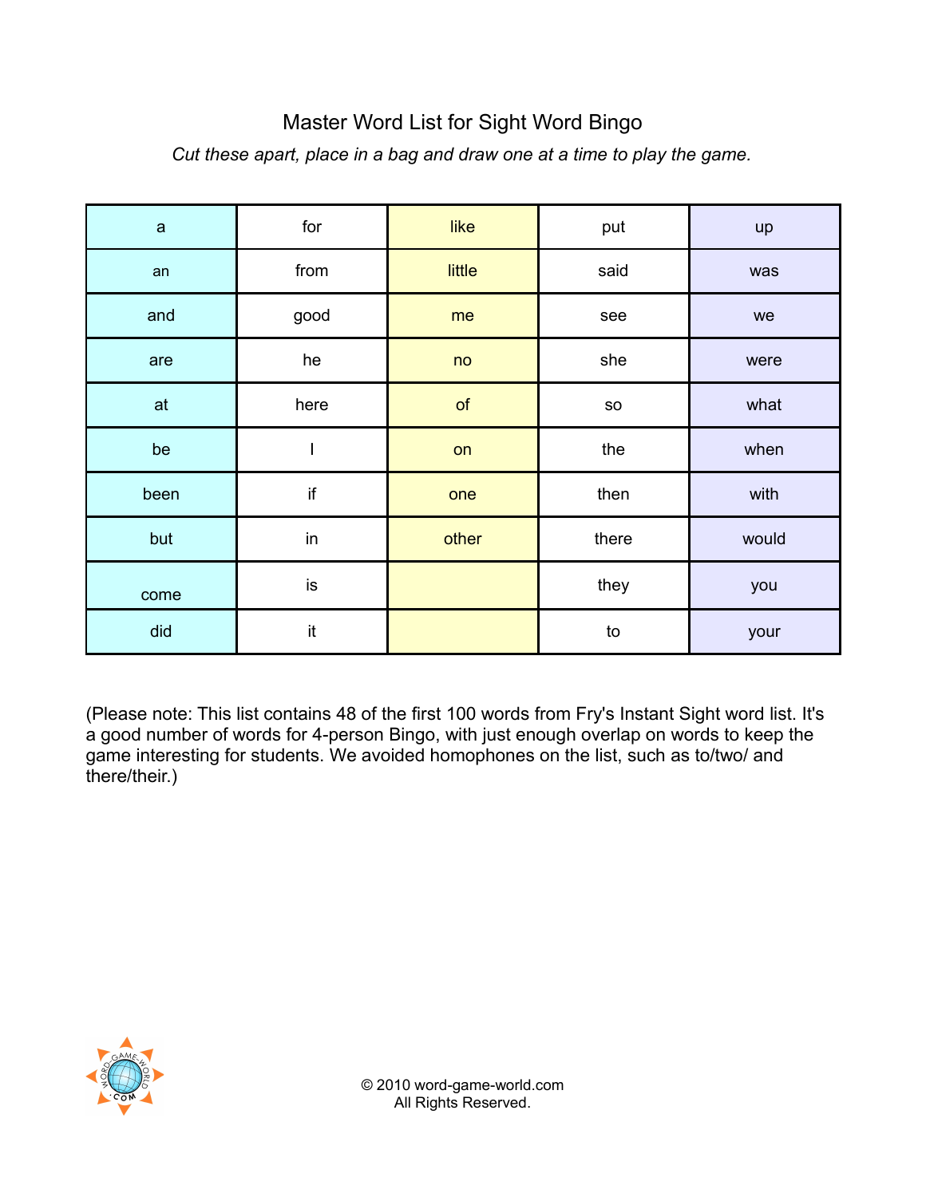# Master Word List for Sight Word Bingo

*Cut these apart, place in a bag and draw one at a time to play the game.*

| | | | | |
|---|---|---|---|---|
| a | for | like | put | up |
| an | from | little | said | was |
| and | good | me | see | we |
| are | he | no | she | were |
| at | here | of | so | what |
| be | I | on | the | when |
| been | if | one | then | with |
| but | in | other | there | would |
| come | is | | they | you |
| did | it | | to | your |

(Please note: This list contains 48 of the first 100 words from Fry's Instant Sight word list. It's a good number of words for 4-person Bingo, with just enough overlap on words to keep the game interesting for students. We avoided homophones on the list, such as to/two/ and there/their.)

© 2010 word-game-world.com
All Rights Reserved.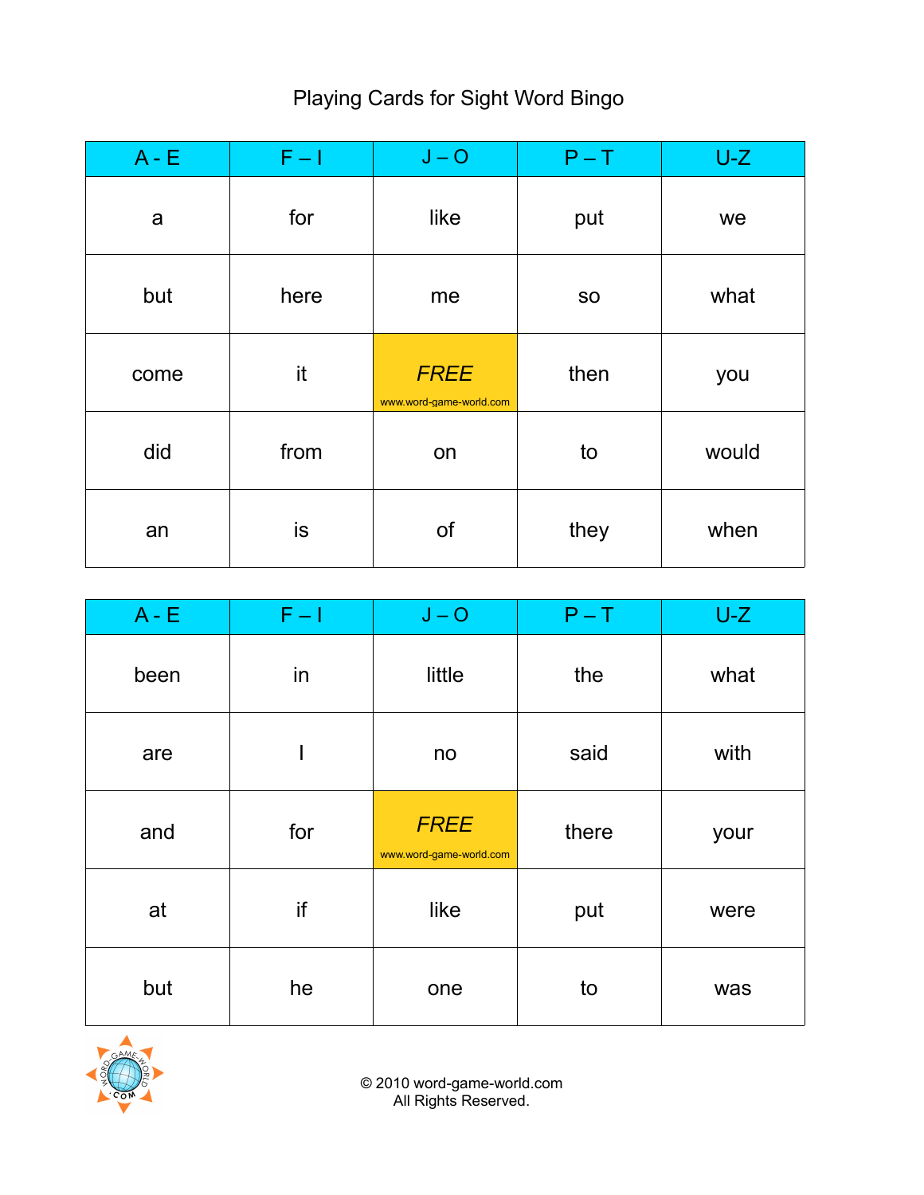Playing Cards for Sight Word Bingo

| A - E | F – I | J – O | P – T | U-Z |
| --- | --- | --- | --- | --- |
| a | for | like | put | we |
| but | here | me | so | what |
| come | it | *FREE* www.word-game-world.com | then | you |
| did | from | on | to | would |
| an | is | of | they | when |

| A - E | F – I | J – O | P – T | U-Z |
| --- | --- | --- | --- | --- |
| been | in | little | the | what |
| are | I | no | said | with |
| and | for | *FREE* www.word-game-world.com | there | your |
| at | if | like | put | were |
| but | he | one | to | was |

© 2010 word-game-world.com
All Rights Reserved.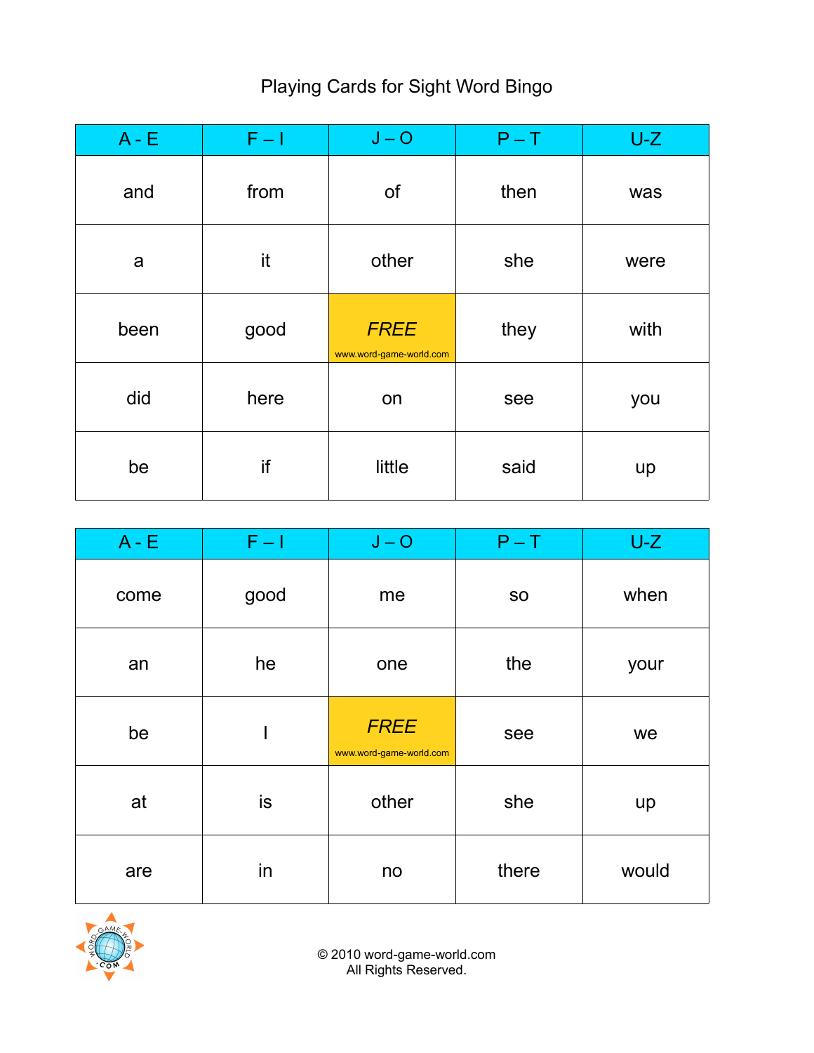# Playing Cards for Sight Word Bingo

| A - E | F – I | J – O | P – T | U-Z |
| --- | --- | --- | --- | --- |
| and | from | of | then | was |
| a | it | other | she | were |
| been | good | *FREE* www.word-game-world.com | they | with |
| did | here | on | see | you |
| be | if | little | said | up |

| A - E | F – I | J – O | P – T | U-Z |
| --- | --- | --- | --- | --- |
| come | good | me | so | when |
| an | he | one | the | your |
| be | I | *FREE* www.word-game-world.com | see | we |
| at | is | other | she | up |
| are | in | no | there | would |

© 2010 word-game-world.com
All Rights Reserved.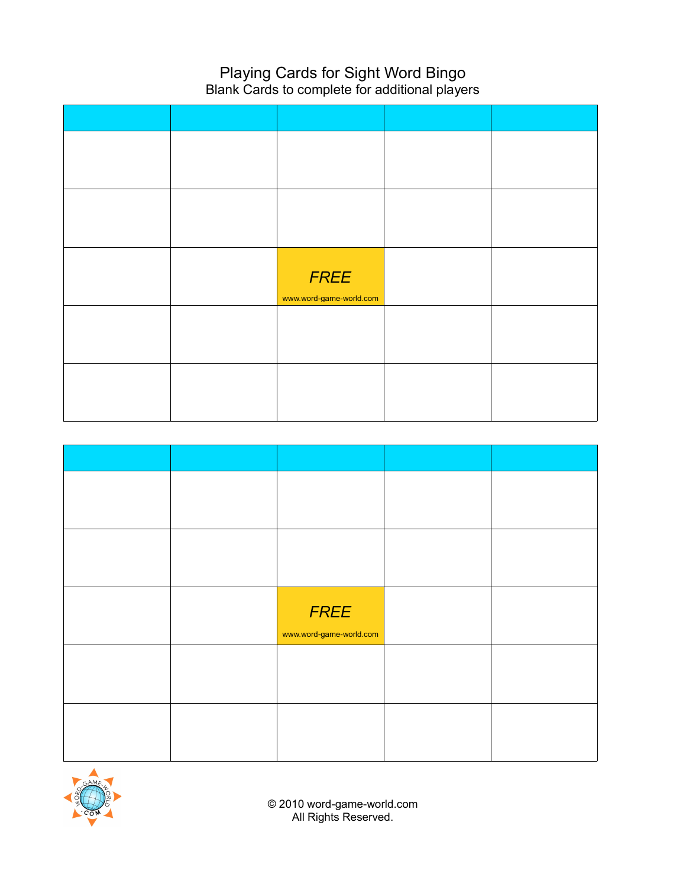# Playing Cards for Sight Word Bingo

Blank Cards to complete for additional players

| | | | | |
|---|---|---|---|---|
| | | | | |
| | | | | |
| | | *FREE* www.word-game-world.com | | |
| | | | | |
| | | | | |

| | | | | |
|---|---|---|---|---|
| | | | | |
| | | | | |
| | | *FREE* www.word-game-world.com | | |
| | | | | |
| | | | | |

© 2010 word-game-world.com
All Rights Reserved.